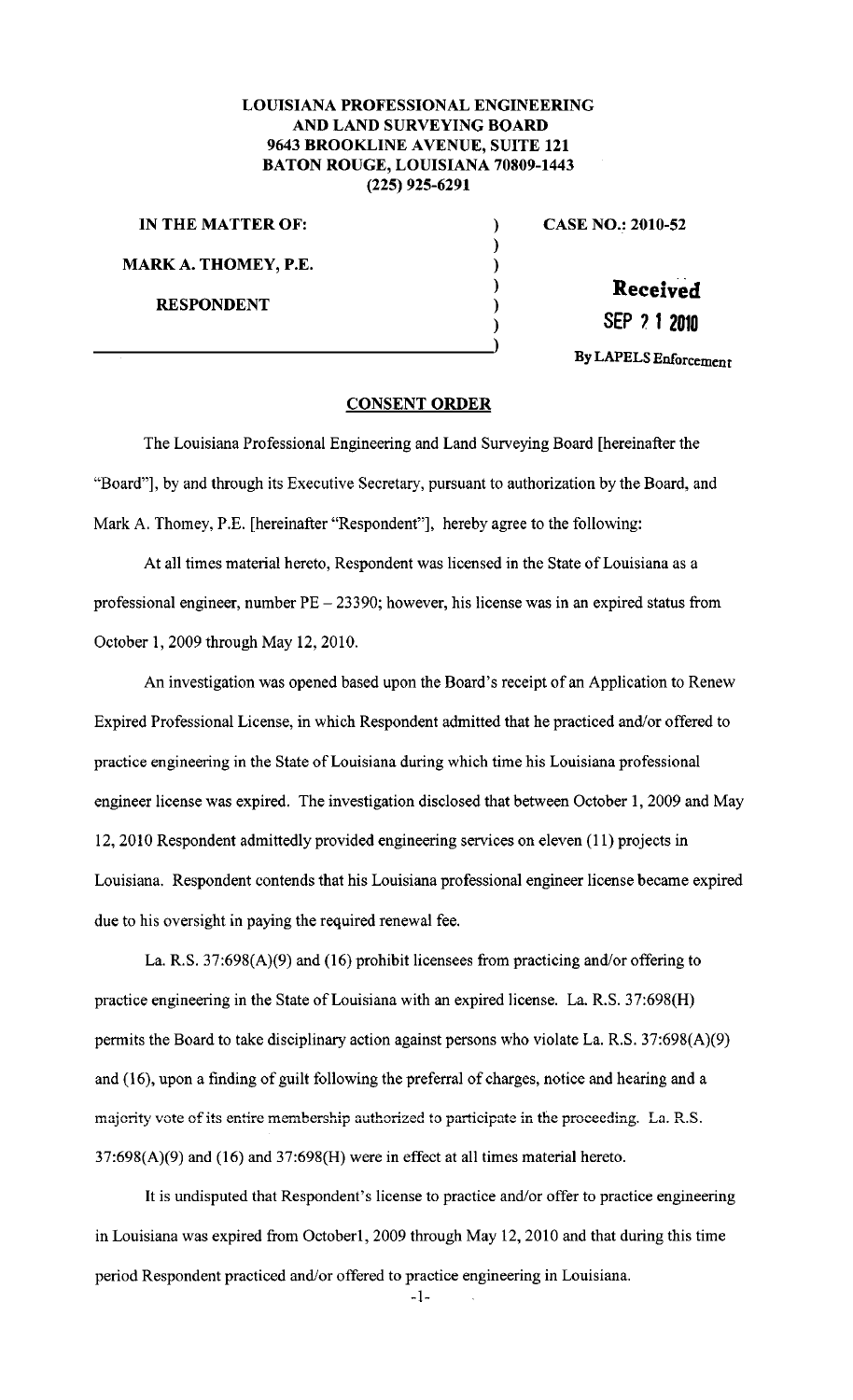**LOUISIANA PROFESSIONAL ENGINEERING AND LAND SURVEYING BOARD**
**9643 BROOKLINE AVENUE, SUITE 121**
**BATON ROUGE, LOUISIANA 70809-1443**
**(225) 925-6291**

**IN THE MATTER OF:**

**MARK A. THOMEY, P.E.**

**RESPONDENT**

**CASE NO.: 2010-52**

Received
SEP 21 2010
By LAPELS Enforcement

## CONSENT ORDER

The Louisiana Professional Engineering and Land Surveying Board [hereinafter the "Board"], by and through its Executive Secretary, pursuant to authorization by the Board, and Mark A. Thomey, P.E. [hereinafter "Respondent"], hereby agree to the following:

At all times material hereto, Respondent was licensed in the State of Louisiana as a professional engineer, number PE – 23390; however, his license was in an expired status from October 1, 2009 through May 12, 2010.

An investigation was opened based upon the Board's receipt of an Application to Renew Expired Professional License, in which Respondent admitted that he practiced and/or offered to practice engineering in the State of Louisiana during which time his Louisiana professional engineer license was expired. The investigation disclosed that between October 1, 2009 and May 12, 2010 Respondent admittedly provided engineering services on eleven (11) projects in Louisiana. Respondent contends that his Louisiana professional engineer license became expired due to his oversight in paying the required renewal fee.

La. R.S. 37:698(A)(9) and (16) prohibit licensees from practicing and/or offering to practice engineering in the State of Louisiana with an expired license. La. R.S. 37:698(H) permits the Board to take disciplinary action against persons who violate La. R.S. 37:698(A)(9) and (16), upon a finding of guilt following the preferral of charges, notice and hearing and a majority vote of its entire membership authorized to participate in the proceeding. La. R.S. 37:698(A)(9) and (16) and 37:698(H) were in effect at all times material hereto.

It is undisputed that Respondent's license to practice and/or offer to practice engineering in Louisiana was expired from October1, 2009 through May 12, 2010 and that during this time period Respondent practiced and/or offered to practice engineering in Louisiana.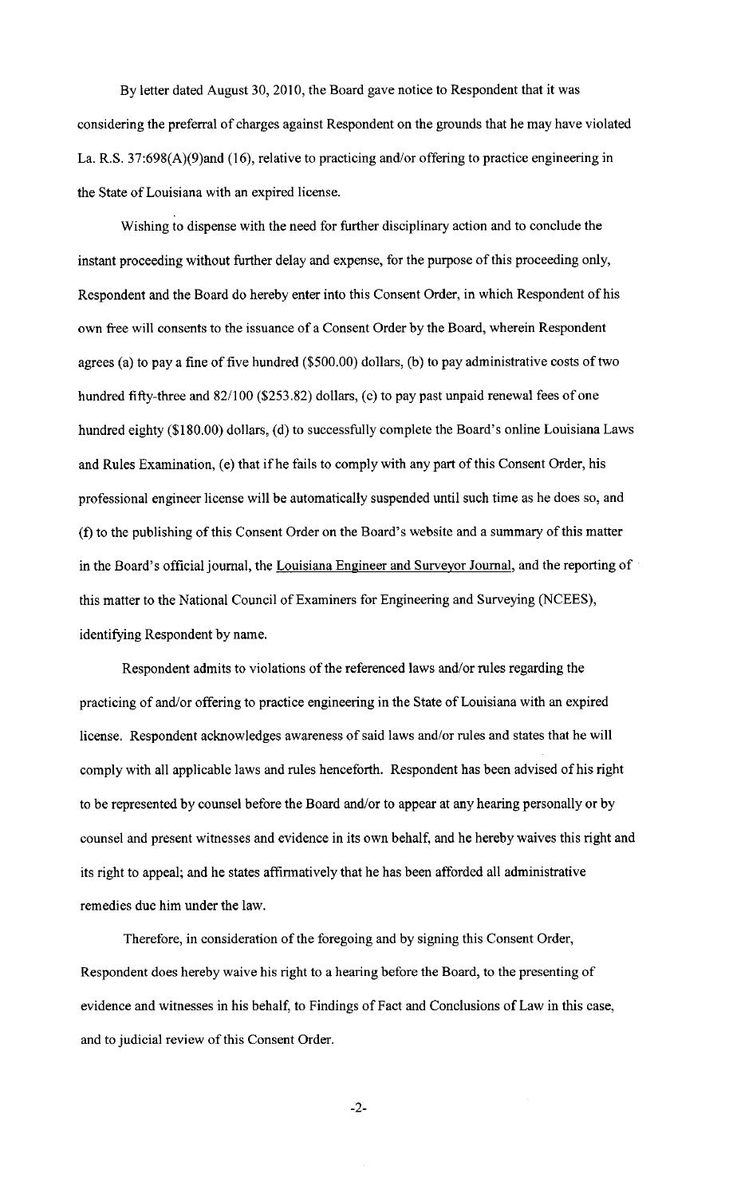By letter dated August 30, 2010, the Board gave notice to Respondent that it was considering the preferral of charges against Respondent on the grounds that he may have violated La. R.S. 37:698(A)(9)and (16), relative to practicing and/or offering to practice engineering in the State of Louisiana with an expired license.

Wishing to dispense with the need for further disciplinary action and to conclude the instant proceeding without further delay and expense, for the purpose of this proceeding only, Respondent and the Board do hereby enter into this Consent Order, in which Respondent of his own free will consents to the issuance of a Consent Order by the Board, wherein Respondent agrees (a) to pay a fine of five hundred ($500.00) dollars, (b) to pay administrative costs of two hundred fifty-three and 82/100 ($253.82) dollars, (c) to pay past unpaid renewal fees of one hundred eighty ($180.00) dollars, (d) to successfully complete the Board's online Louisiana Laws and Rules Examination, (e) that if he fails to comply with any part of this Consent Order, his professional engineer license will be automatically suspended until such time as he does so, and (f) to the publishing of this Consent Order on the Board's website and a summary of this matter in the Board's official journal, the Louisiana Engineer and Surveyor Journal, and the reporting of this matter to the National Council of Examiners for Engineering and Surveying (NCEES), identifying Respondent by name.

Respondent admits to violations of the referenced laws and/or rules regarding the practicing of and/or offering to practice engineering in the State of Louisiana with an expired license. Respondent acknowledges awareness of said laws and/or rules and states that he will comply with all applicable laws and rules henceforth. Respondent has been advised of his right to be represented by counsel before the Board and/or to appear at any hearing personally or by counsel and present witnesses and evidence in its own behalf, and he hereby waives this right and its right to appeal; and he states affirmatively that he has been afforded all administrative remedies due him under the law.

Therefore, in consideration of the foregoing and by signing this Consent Order, Respondent does hereby waive his right to a hearing before the Board, to the presenting of evidence and witnesses in his behalf, to Findings of Fact and Conclusions of Law in this case, and to judicial review of this Consent Order.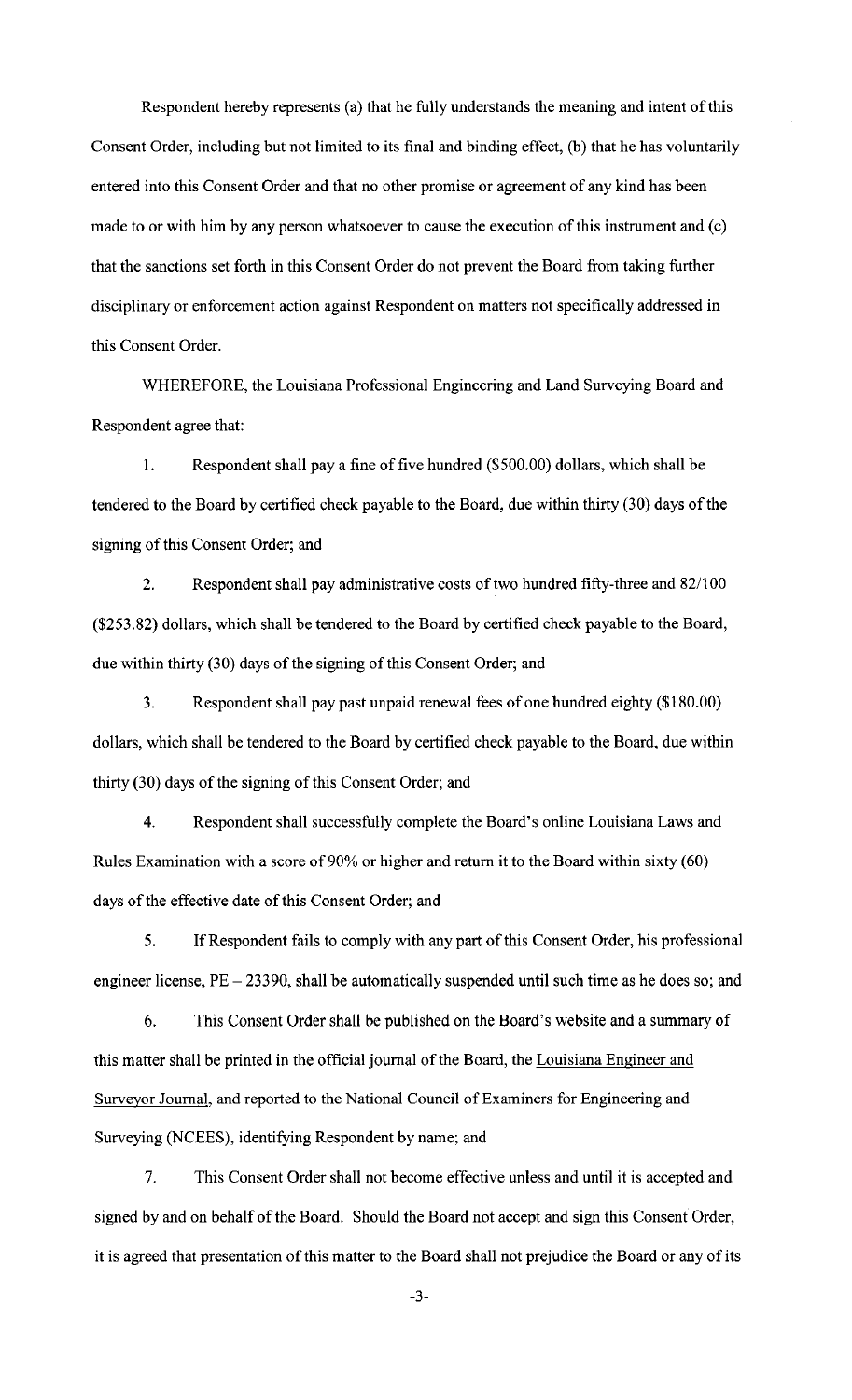Respondent hereby represents (a) that he fully understands the meaning and intent of this Consent Order, including but not limited to its final and binding effect, (b) that he has voluntarily entered into this Consent Order and that no other promise or agreement of any kind has been made to or with him by any person whatsoever to cause the execution of this instrument and (c) that the sanctions set forth in this Consent Order do not prevent the Board from taking further disciplinary or enforcement action against Respondent on matters not specifically addressed in this Consent Order.

WHEREFORE, the Louisiana Professional Engineering and Land Surveying Board and Respondent agree that:

1. Respondent shall pay a fine of five hundred ($500.00) dollars, which shall be tendered to the Board by certified check payable to the Board, due within thirty (30) days of the signing of this Consent Order; and

2. Respondent shall pay administrative costs of two hundred fifty-three and 82/100 ($253.82) dollars, which shall be tendered to the Board by certified check payable to the Board, due within thirty (30) days of the signing of this Consent Order; and

3. Respondent shall pay past unpaid renewal fees of one hundred eighty ($180.00) dollars, which shall be tendered to the Board by certified check payable to the Board, due within thirty (30) days of the signing of this Consent Order; and

4. Respondent shall successfully complete the Board's online Louisiana Laws and Rules Examination with a score of 90% or higher and return it to the Board within sixty (60) days of the effective date of this Consent Order; and

5. If Respondent fails to comply with any part of this Consent Order, his professional engineer license, PE – 23390, shall be automatically suspended until such time as he does so; and

6. This Consent Order shall be published on the Board's website and a summary of this matter shall be printed in the official journal of the Board, the Louisiana Engineer and Surveyor Journal, and reported to the National Council of Examiners for Engineering and Surveying (NCEES), identifying Respondent by name; and

7. This Consent Order shall not become effective unless and until it is accepted and signed by and on behalf of the Board. Should the Board not accept and sign this Consent Order, it is agreed that presentation of this matter to the Board shall not prejudice the Board or any of its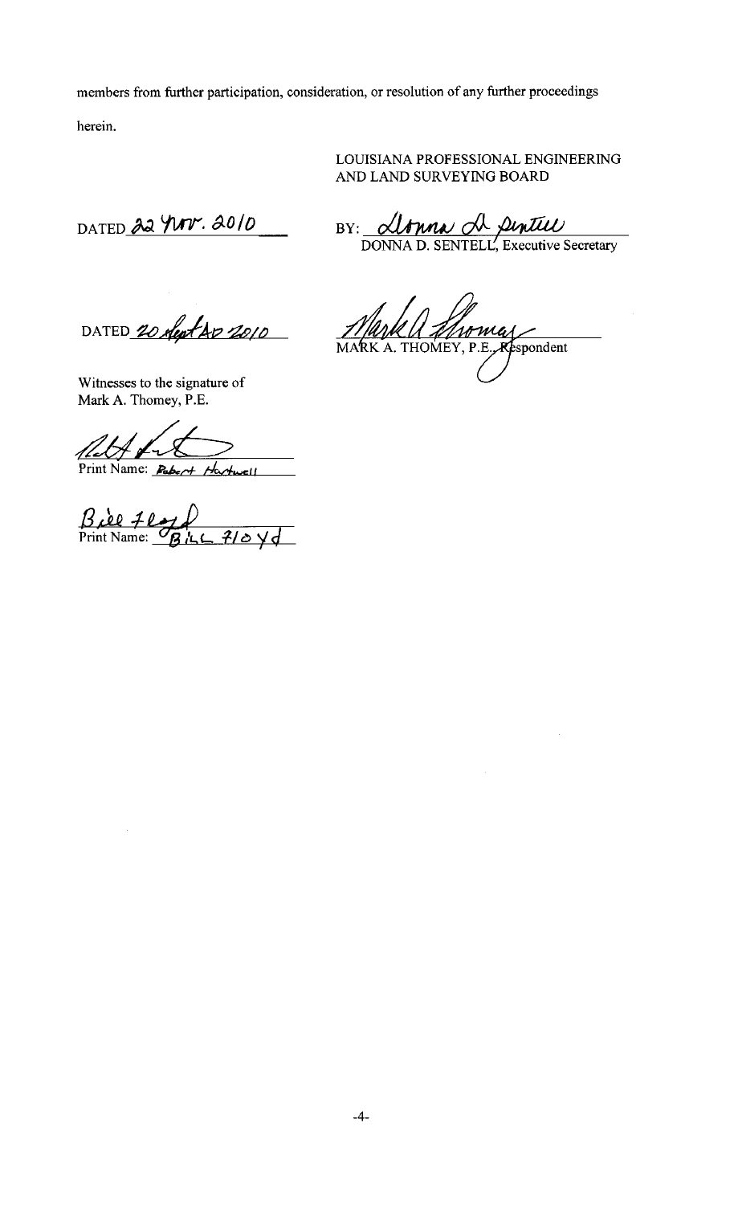members from further participation, consideration, or resolution of any further proceedings herein.

LOUISIANA PROFESSIONAL ENGINEERING AND LAND SURVEYING BOARD

DATED 22 Nov. 2010

BY: Donna D. Sentell
DONNA D. SENTELL, Executive Secretary

DATED 20 Sept AD 2010

Mark A. Thomey
MARK A. THOMEY, P.E., Respondent

Witnesses to the signature of
Mark A. Thomey, P.E.

Print Name: Robert Hartwell

Bill Floyd
Print Name: BILL FLOYD